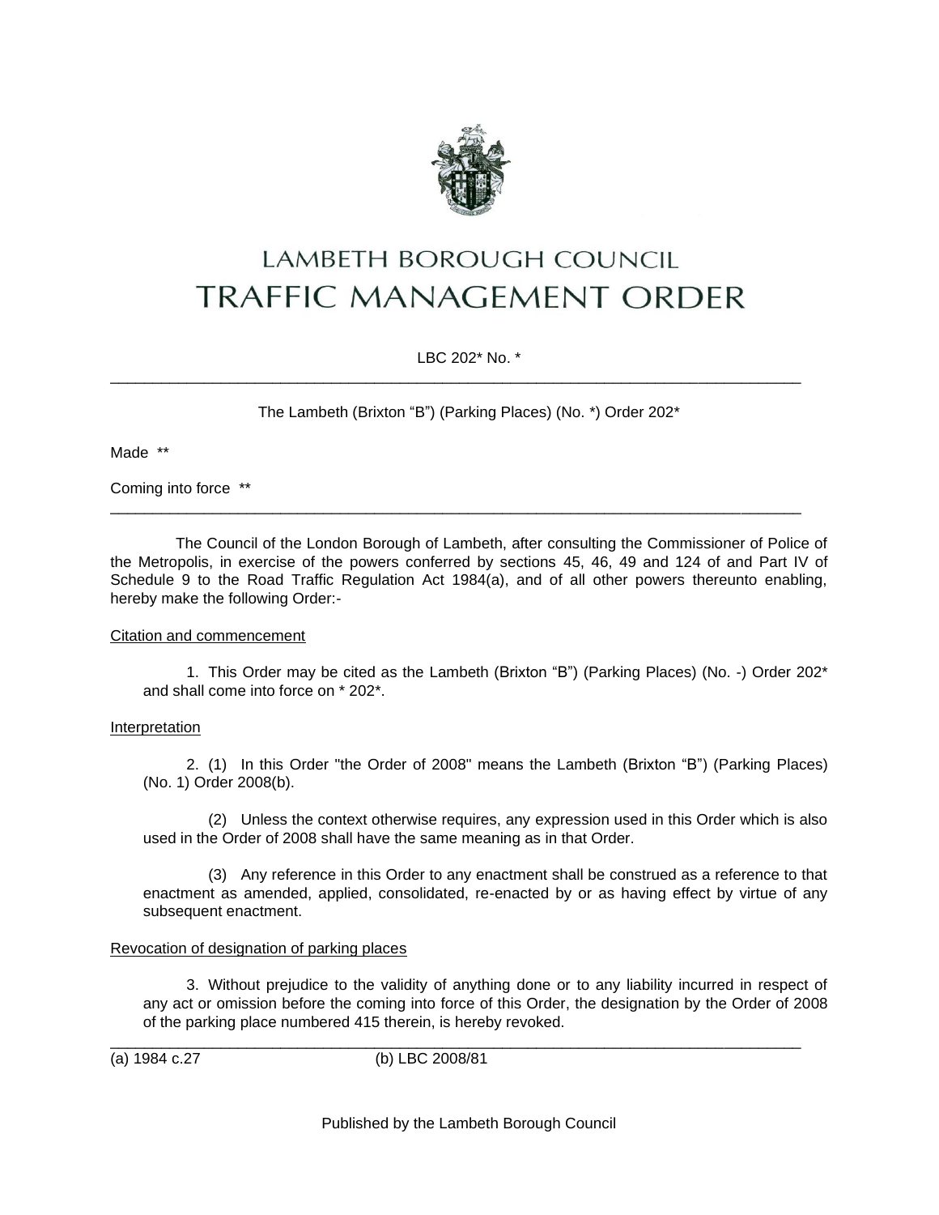# LAMBETH BOROUGH COUNCIL
# TRAFFIC MANAGEMENT ORDER

LBC 202* No. *

---

The Lambeth (Brixton "B") (Parking Places) (No. *) Order 202*

Made **

Coming into force **

---

The Council of the London Borough of Lambeth, after consulting the Commissioner of Police of the Metropolis, in exercise of the powers conferred by sections 45, 46, 49 and 124 of and Part IV of Schedule 9 to the Road Traffic Regulation Act 1984(a), and of all other powers thereunto enabling, hereby make the following Order:-

Citation and commencement

1. This Order may be cited as the Lambeth (Brixton "B") (Parking Places) (No. -) Order 202* and shall come into force on * 202*.

Interpretation

2. (1) In this Order "the Order of 2008" means the Lambeth (Brixton "B") (Parking Places) (No. 1) Order 2008(b).

(2) Unless the context otherwise requires, any expression used in this Order which is also used in the Order of 2008 shall have the same meaning as in that Order.

(3) Any reference in this Order to any enactment shall be construed as a reference to that enactment as amended, applied, consolidated, re-enacted by or as having effect by virtue of any subsequent enactment.

Revocation of designation of parking places

3. Without prejudice to the validity of anything done or to any liability incurred in respect of any act or omission before the coming into force of this Order, the designation by the Order of 2008 of the parking place numbered 415 therein, is hereby revoked.

---

(a) 1984 c.27 (b) LBC 2008/81

Published by the Lambeth Borough Council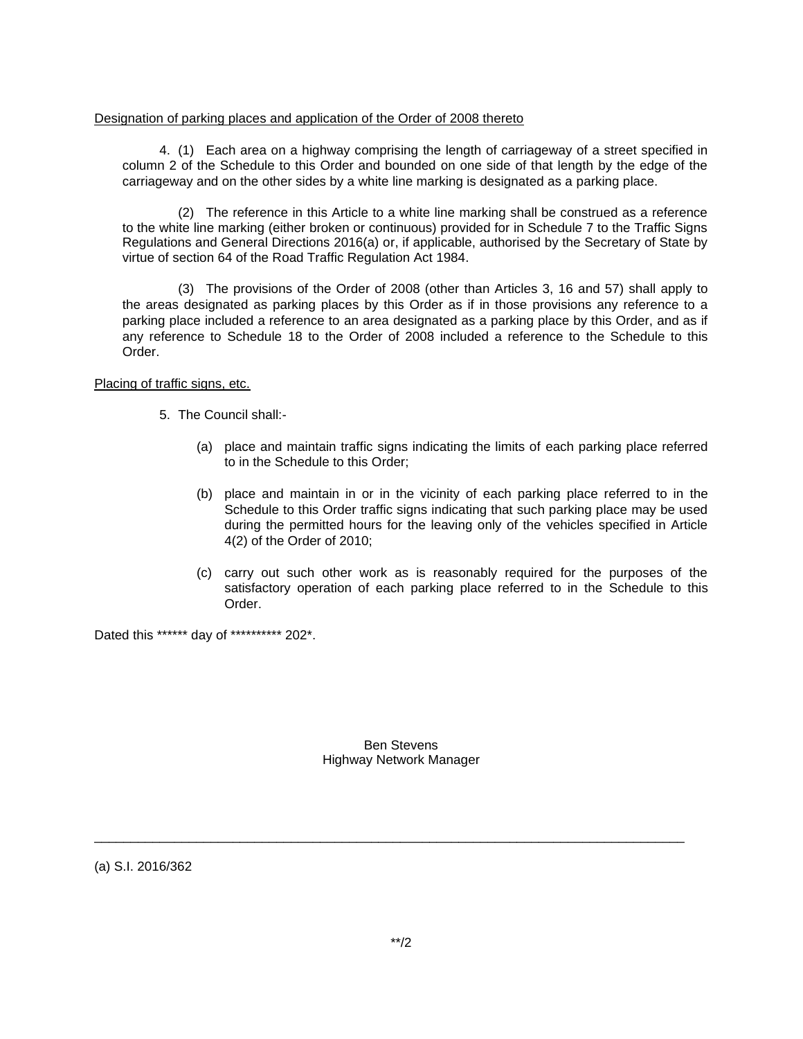Designation of parking places and application of the Order of 2008 thereto

4. (1) Each area on a highway comprising the length of carriageway of a street specified in column 2 of the Schedule to this Order and bounded on one side of that length by the edge of the carriageway and on the other sides by a white line marking is designated as a parking place.

(2) The reference in this Article to a white line marking shall be construed as a reference to the white line marking (either broken or continuous) provided for in Schedule 7 to the Traffic Signs Regulations and General Directions 2016(a) or, if applicable, authorised by the Secretary of State by virtue of section 64 of the Road Traffic Regulation Act 1984.

(3) The provisions of the Order of 2008 (other than Articles 3, 16 and 57) shall apply to the areas designated as parking places by this Order as if in those provisions any reference to a parking place included a reference to an area designated as a parking place by this Order, and as if any reference to Schedule 18 to the Order of 2008 included a reference to the Schedule to this Order.

Placing of traffic signs, etc.

5. The Council shall:-

(a) place and maintain traffic signs indicating the limits of each parking place referred to in the Schedule to this Order;

(b) place and maintain in or in the vicinity of each parking place referred to in the Schedule to this Order traffic signs indicating that such parking place may be used during the permitted hours for the leaving only of the vehicles specified in Article 4(2) of the Order of 2010;

(c) carry out such other work as is reasonably required for the purposes of the satisfactory operation of each parking place referred to in the Schedule to this Order.

Dated this ****** day of ********** 202*.

Ben Stevens
Highway Network Manager

---

(a) S.I. 2016/362

**/2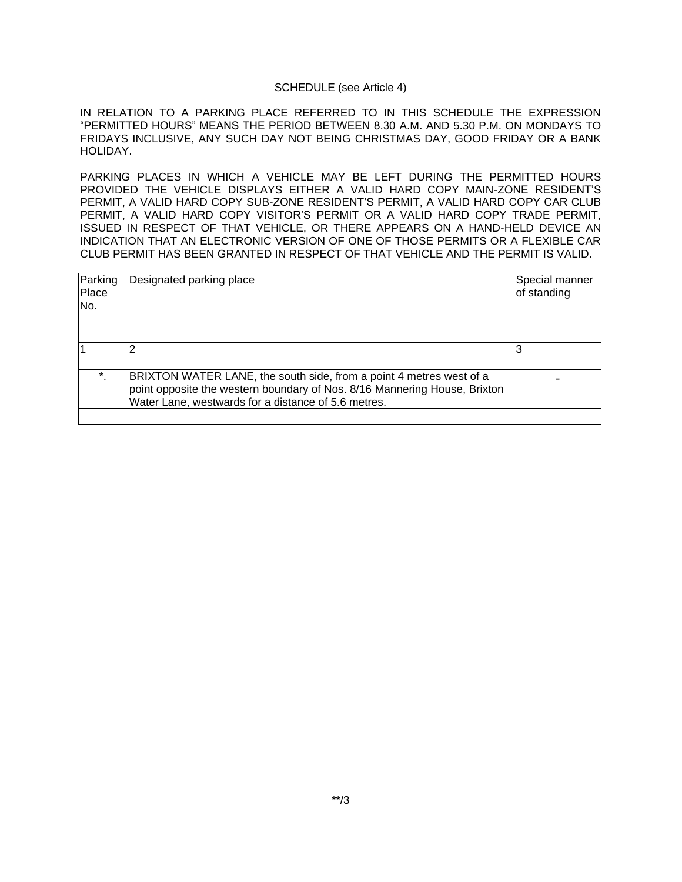SCHEDULE (see Article 4)

IN RELATION TO A PARKING PLACE REFERRED TO IN THIS SCHEDULE THE EXPRESSION "PERMITTED HOURS" MEANS THE PERIOD BETWEEN 8.30 A.M. AND 5.30 P.M. ON MONDAYS TO FRIDAYS INCLUSIVE, ANY SUCH DAY NOT BEING CHRISTMAS DAY, GOOD FRIDAY OR A BANK HOLIDAY.

PARKING PLACES IN WHICH A VEHICLE MAY BE LEFT DURING THE PERMITTED HOURS PROVIDED THE VEHICLE DISPLAYS EITHER A VALID HARD COPY MAIN-ZONE RESIDENT'S PERMIT, A VALID HARD COPY SUB-ZONE RESIDENT'S PERMIT, A VALID HARD COPY CAR CLUB PERMIT, A VALID HARD COPY VISITOR'S PERMIT OR A VALID HARD COPY TRADE PERMIT, ISSUED IN RESPECT OF THAT VEHICLE, OR THERE APPEARS ON A HAND-HELD DEVICE AN INDICATION THAT AN ELECTRONIC VERSION OF ONE OF THOSE PERMITS OR A FLEXIBLE CAR CLUB PERMIT HAS BEEN GRANTED IN RESPECT OF THAT VEHICLE AND THE PERMIT IS VALID.

| Parking Place No. | Designated parking place | Special manner of standing |
|---|---|---|
| 1 | 2 | 3 |
| | | |
| *. | BRIXTON WATER LANE, the south side, from a point 4 metres west of a point opposite the western boundary of Nos. 8/16 Mannering House, Brixton Water Lane, westwards for a distance of 5.6 metres. | - |
| | | |